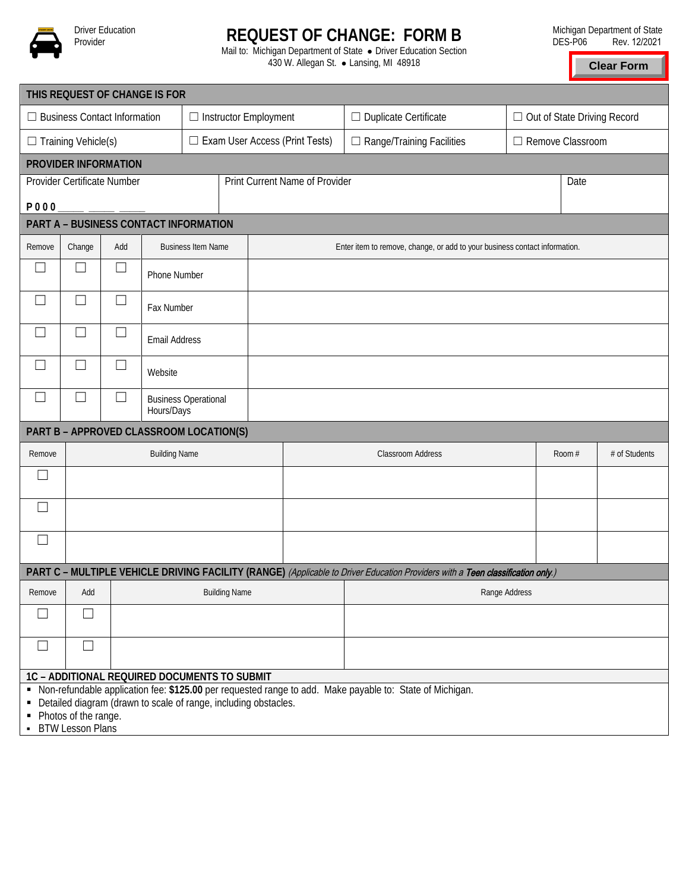Driver Education Provider

# REQUEST OF CHANGE: FORM B

Mail to: Michigan Department of State ● Driver Education Section
430 W. Allegan St. ● Lansing, MI 48918

Michigan Department of State
DES-P06 Rev. 12/2021

Clear Form

| THIS REQUEST OF CHANGE IS FOR | | | |
|---|---|---|---|
| ☐ Business Contact Information | ☐ Instructor Employment | ☐ Duplicate Certificate | ☐ Out of State Driving Record |
| ☐ Training Vehicle(s) | ☐ Exam User Access (Print Tests) | ☐ Range/Training Facilities | ☐ Remove Classroom |

## PROVIDER INFORMATION

| Provider Certificate Number | Print Current Name of Provider | Date |
|---|---|---|
| P 0 0 0 ____ ____ ____ | | |

## PART A – BUSINESS CONTACT INFORMATION

| Remove | Change | Add | Business Item Name | Enter item to remove, change, or add to your business contact information. |
|---|---|---|---|---|
| ☐ | ☐ | ☐ | Phone Number | |
| ☐ | ☐ | ☐ | Fax Number | |
| ☐ | ☐ | ☐ | Email Address | |
| ☐ | ☐ | ☐ | Website | |
| ☐ | ☐ | ☐ | Business Operational Hours/Days | |

## PART B – APPROVED CLASSROOM LOCATION(S)

| Remove | Building Name | Classroom Address | Room # | # of Students |
|---|---|---|---|---|
| ☐ | | | | |
| ☐ | | | | |
| ☐ | | | | |

## PART C – MULTIPLE VEHICLE DRIVING FACILITY (RANGE) *(Applicable to Driver Education Providers with a **Teen classification only**.)*

| Remove | Add | Building Name | Range Address |
|---|---|---|---|
| ☐ | ☐ | | |
| ☐ | ☐ | | |

### 1C – ADDITIONAL REQUIRED DOCUMENTS TO SUBMIT

- Non-refundable application fee: **$125.00** per requested range to add. Make payable to: State of Michigan.
- Detailed diagram (drawn to scale of range, including obstacles.
- Photos of the range.
- BTW Lesson Plans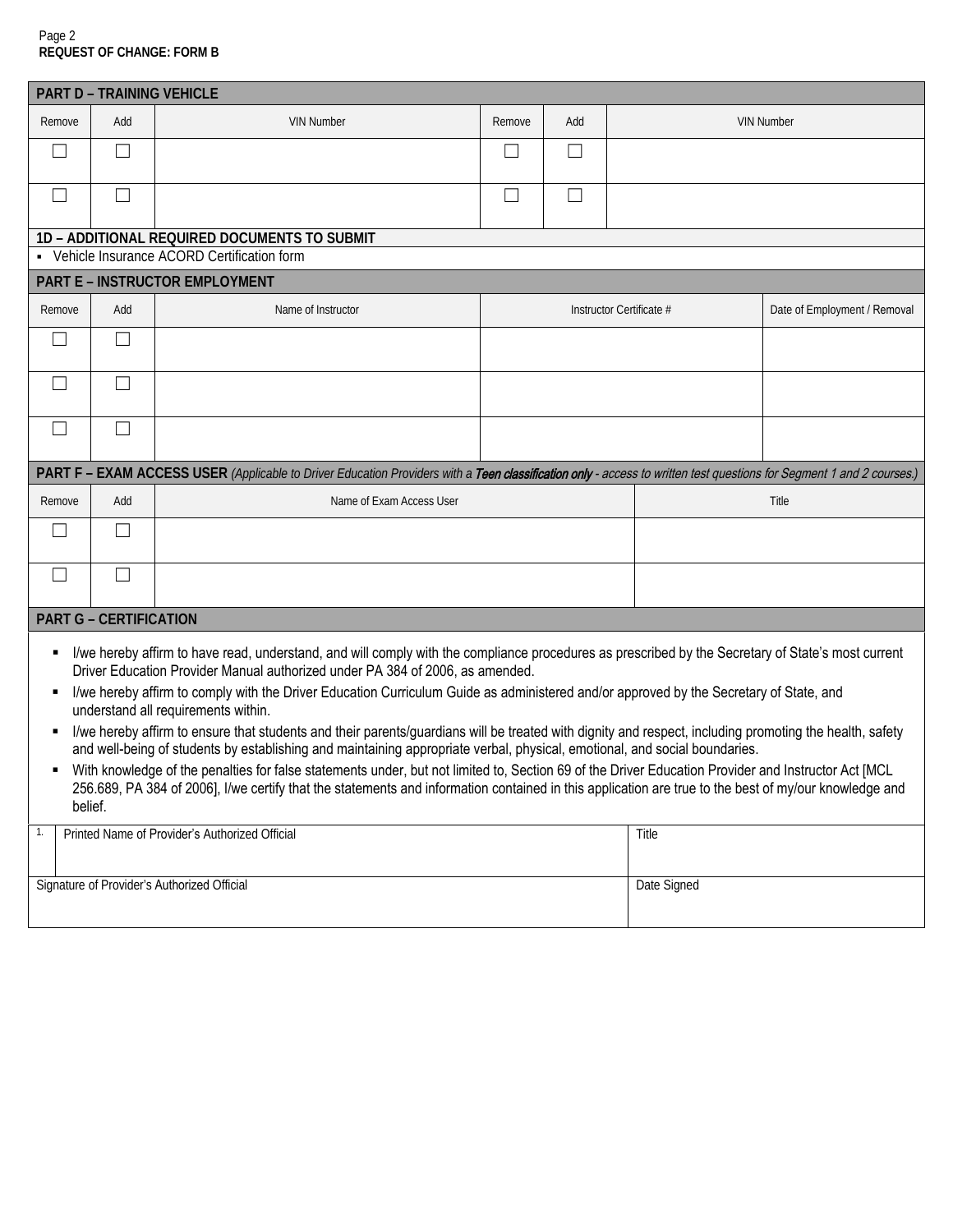REQUEST OF CHANGE: FORM B

## PART D – TRAINING VEHICLE

| Remove | Add | VIN Number | Remove | Add | VIN Number |
|---|---|---|---|---|---|
| ☐ | ☐ | | ☐ | ☐ | |
| ☐ | ☐ | | ☐ | ☐ | |

### 1D – ADDITIONAL REQUIRED DOCUMENTS TO SUBMIT

- Vehicle Insurance ACORD Certification form

## PART E – INSTRUCTOR EMPLOYMENT

| Remove | Add | Name of Instructor | Instructor Certificate # | Date of Employment / Removal |
|---|---|---|---|---|
| ☐ | ☐ | | | |
| ☐ | ☐ | | | |
| ☐ | ☐ | | | |

## PART F – EXAM ACCESS USER *(Applicable to Driver Education Providers with a **Teen classification only** - access to written test questions for Segment 1 and 2 courses.)*

| Remove | Add | Name of Exam Access User | Title |
|---|---|---|---|
| ☐ | ☐ | | |
| ☐ | ☐ | | |

## PART G – CERTIFICATION

- I/we hereby affirm to have read, understand, and will comply with the compliance procedures as prescribed by the Secretary of State's most current Driver Education Provider Manual authorized under PA 384 of 2006, as amended.
- I/we hereby affirm to comply with the Driver Education Curriculum Guide as administered and/or approved by the Secretary of State, and understand all requirements within.
- I/we hereby affirm to ensure that students and their parents/guardians will be treated with dignity and respect, including promoting the health, safety and well-being of students by establishing and maintaining appropriate verbal, physical, emotional, and social boundaries.
- With knowledge of the penalties for false statements under, but not limited to, Section 69 of the Driver Education Provider and Instructor Act [MCL 256.689, PA 384 of 2006], I/we certify that the statements and information contained in this application are true to the best of my/our knowledge and belief.

| | |
|---|---|
| 1. Printed Name of Provider's Authorized Official | Title |
| Signature of Provider's Authorized Official | Date Signed |